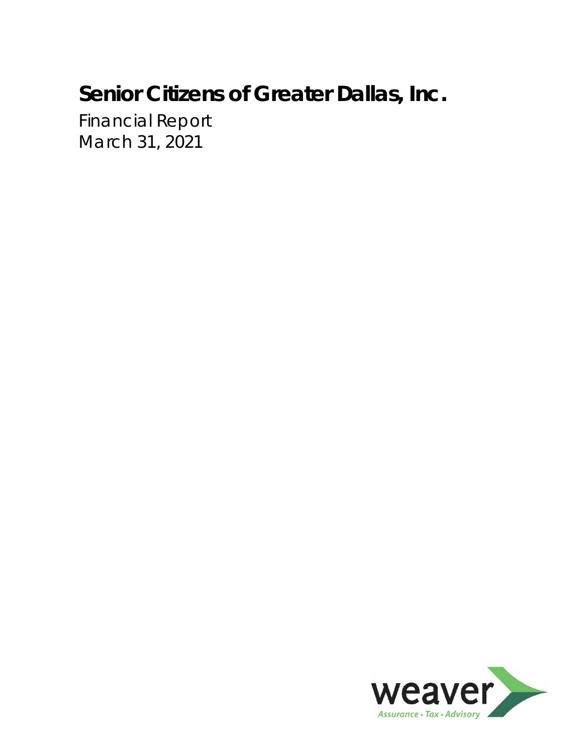# Senior Citizens of Greater Dallas, Inc.

Financial Report
March 31, 2021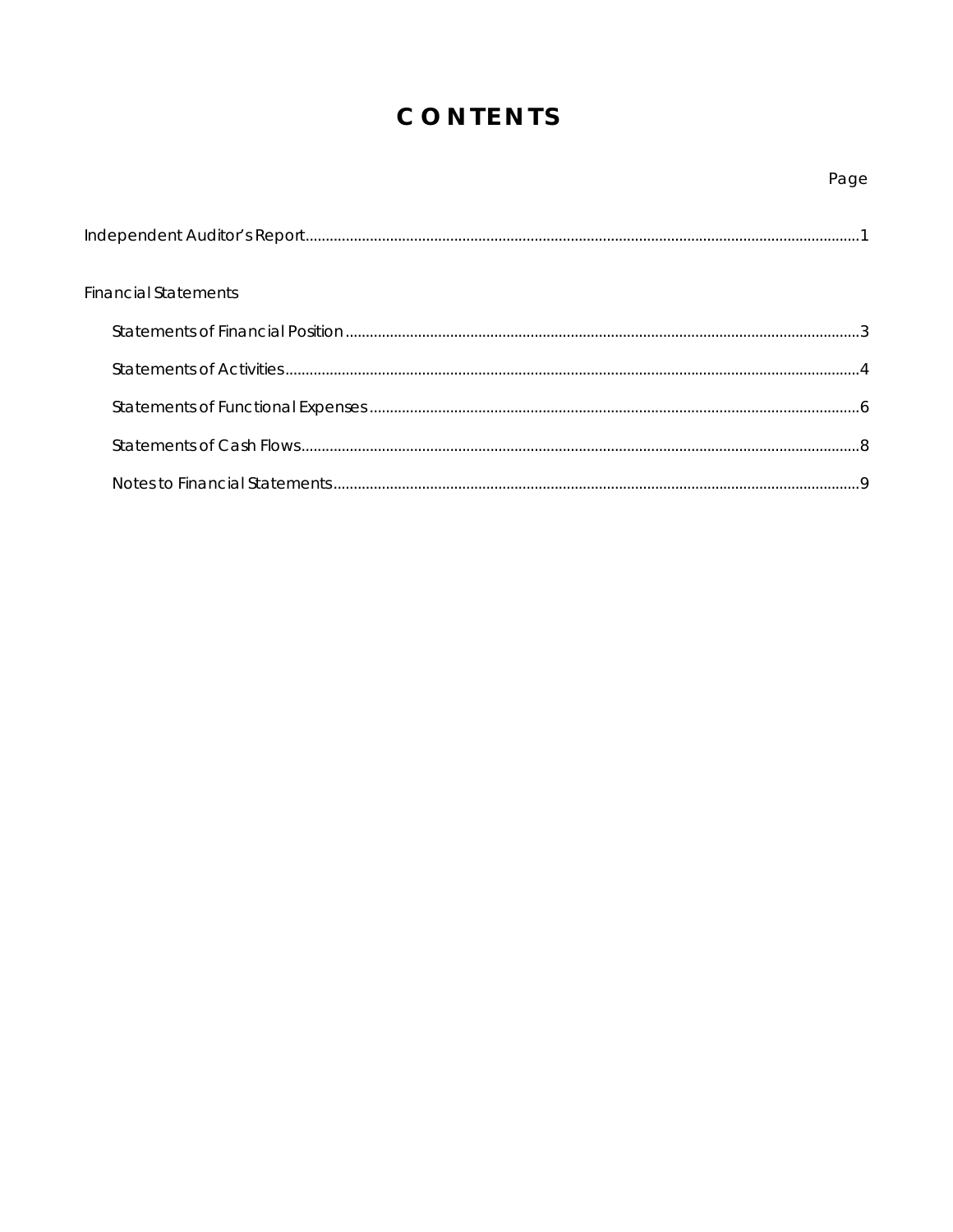# CONTENTS

| | Page |
|---|---|
| Independent Auditor's Report | 1 |
| **Financial Statements** | |
| Statements of Financial Position | 3 |
| Statements of Activities | 4 |
| Statements of Functional Expenses | 6 |
| Statements of Cash Flows | 8 |
| Notes to Financial Statements | 9 |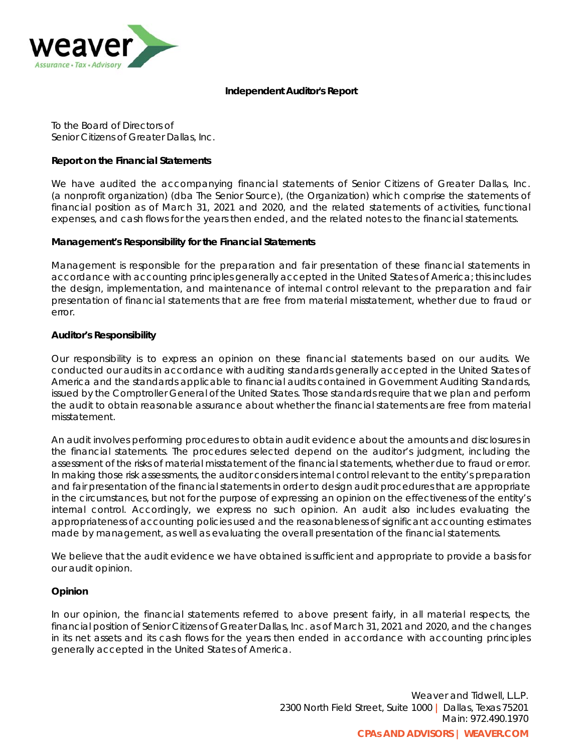# Independent Auditor's Report

To the Board of Directors of
Senior Citizens of Greater Dallas, Inc.

## Report on the Financial Statements

We have audited the accompanying financial statements of Senior Citizens of Greater Dallas, Inc. (a nonprofit organization) (dba The Senior Source), (the Organization) which comprise the statements of financial position as of March 31, 2021 and 2020, and the related statements of activities, functional expenses, and cash flows for the years then ended, and the related notes to the financial statements.

## Management's Responsibility for the Financial Statements

Management is responsible for the preparation and fair presentation of these financial statements in accordance with accounting principles generally accepted in the United States of America; this includes the design, implementation, and maintenance of internal control relevant to the preparation and fair presentation of financial statements that are free from material misstatement, whether due to fraud or error.

## Auditor's Responsibility

Our responsibility is to express an opinion on these financial statements based on our audits. We conducted our audits in accordance with auditing standards generally accepted in the United States of America and the standards applicable to financial audits contained in Government Auditing Standards, issued by the Comptroller General of the United States. Those standards require that we plan and perform the audit to obtain reasonable assurance about whether the financial statements are free from material misstatement.

An audit involves performing procedures to obtain audit evidence about the amounts and disclosures in the financial statements. The procedures selected depend on the auditor's judgment, including the assessment of the risks of material misstatement of the financial statements, whether due to fraud or error. In making those risk assessments, the auditor considers internal control relevant to the entity's preparation and fair presentation of the financial statements in order to design audit procedures that are appropriate in the circumstances, but not for the purpose of expressing an opinion on the effectiveness of the entity's internal control. Accordingly, we express no such opinion. An audit also includes evaluating the appropriateness of accounting policies used and the reasonableness of significant accounting estimates made by management, as well as evaluating the overall presentation of the financial statements.

We believe that the audit evidence we have obtained is sufficient and appropriate to provide a basis for our audit opinion.

## Opinion

In our opinion, the financial statements referred to above present fairly, in all material respects, the financial position of Senior Citizens of Greater Dallas, Inc. as of March 31, 2021 and 2020, and the changes in its net assets and its cash flows for the years then ended in accordance with accounting principles generally accepted in the United States of America.

Weaver and Tidwell, L.L.P.
2300 North Field Street, Suite 1000 | Dallas, Texas 75201
Main: 972.490.1970

**CPAs AND ADVISORS | WEAVER.COM**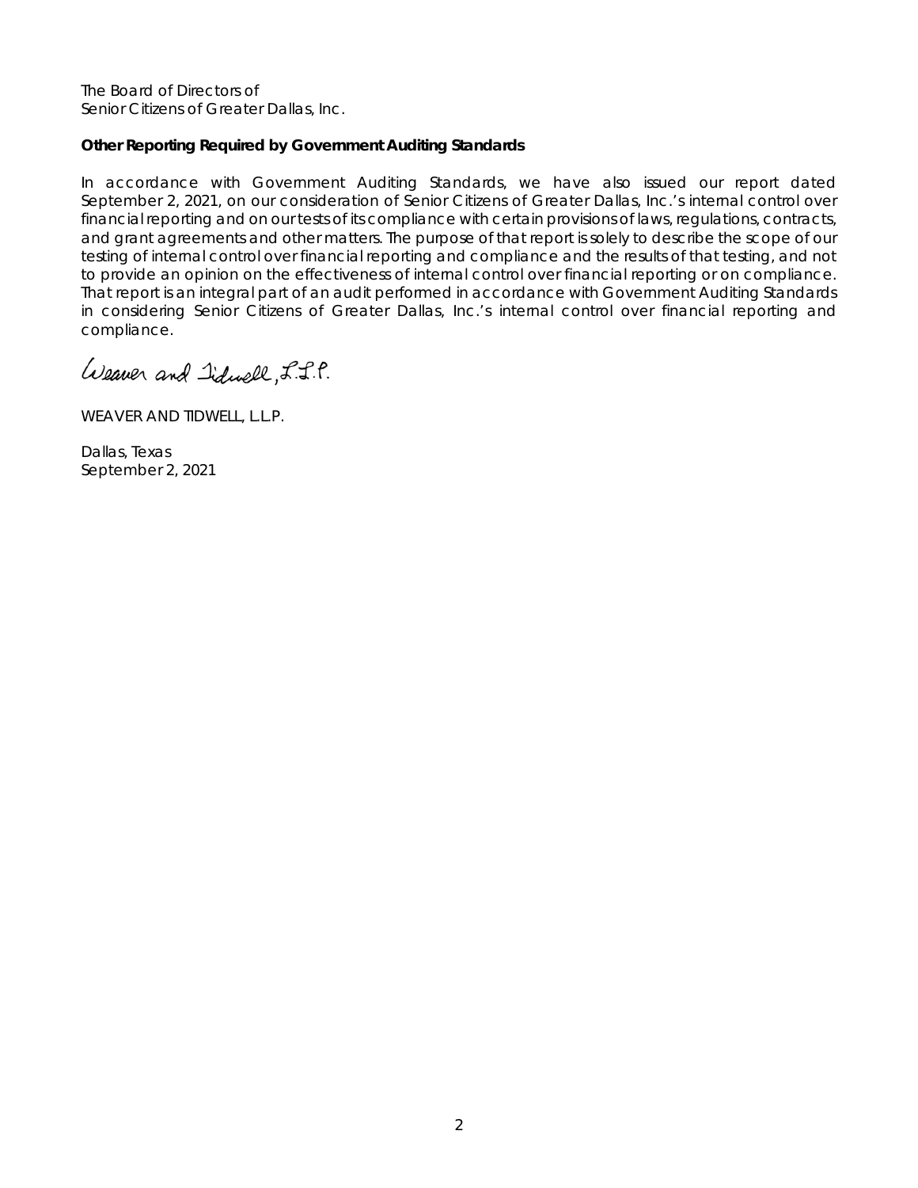The Board of Directors of
Senior Citizens of Greater Dallas, Inc.

**Other Reporting Required by Government Auditing Standards**

In accordance with Government Auditing Standards, we have also issued our report dated September 2, 2021, on our consideration of Senior Citizens of Greater Dallas, Inc.'s internal control over financial reporting and on our tests of its compliance with certain provisions of laws, regulations, contracts, and grant agreements and other matters. The purpose of that report is solely to describe the scope of our testing of internal control over financial reporting and compliance and the results of that testing, and not to provide an opinion on the effectiveness of internal control over financial reporting or on compliance. That report is an integral part of an audit performed in accordance with Government Auditing Standards in considering Senior Citizens of Greater Dallas, Inc.'s internal control over financial reporting and compliance.

*Weaver and Tidwell, L.L.P.*

WEAVER AND TIDWELL, L.L.P.

Dallas, Texas
September 2, 2021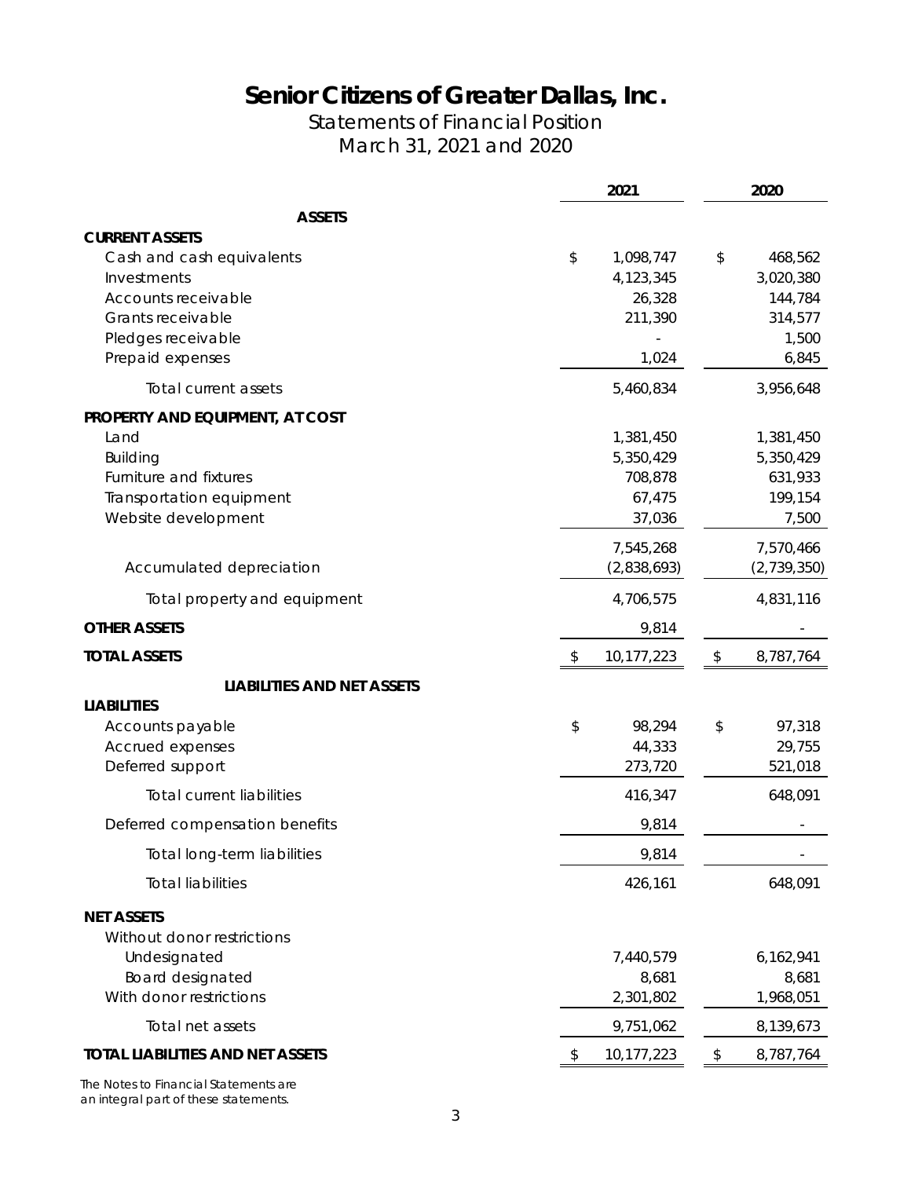# Senior Citizens of Greater Dallas, Inc.

## Statements of Financial Position
## March 31, 2021 and 2020

| | 2021 | 2020 |
|---|---|---|
| **ASSETS** | | |
| **CURRENT ASSETS** | | |
| Cash and cash equivalents | $ 1,098,747 | $ 468,562 |
| Investments | 4,123,345 | 3,020,380 |
| Accounts receivable | 26,328 | 144,784 |
| Grants receivable | 211,390 | 314,577 |
| Pledges receivable | - | 1,500 |
| Prepaid expenses | 1,024 | 6,845 |
| Total current assets | 5,460,834 | 3,956,648 |
| **PROPERTY AND EQUIPMENT, AT COST** | | |
| Land | 1,381,450 | 1,381,450 |
| Building | 5,350,429 | 5,350,429 |
| Furniture and fixtures | 708,878 | 631,933 |
| Transportation equipment | 67,475 | 199,154 |
| Website development | 37,036 | 7,500 |
| | 7,545,268 | 7,570,466 |
| Accumulated depreciation | (2,838,693) | (2,739,350) |
| Total property and equipment | 4,706,575 | 4,831,116 |
| **OTHER ASSETS** | 9,814 | - |
| **TOTAL ASSETS** | $ 10,177,223 | $ 8,787,764 |
| **LIABILITIES AND NET ASSETS** | | |
| **LIABILITIES** | | |
| Accounts payable | $ 98,294 | $ 97,318 |
| Accrued expenses | 44,333 | 29,755 |
| Deferred support | 273,720 | 521,018 |
| Total current liabilities | 416,347 | 648,091 |
| Deferred compensation benefits | 9,814 | - |
| Total long-term liabilities | 9,814 | - |
| Total liabilities | 426,161 | 648,091 |
| **NET ASSETS** | | |
| Without donor restrictions | | |
| Undesignated | 7,440,579 | 6,162,941 |
| Board designated | 8,681 | 8,681 |
| With donor restrictions | 2,301,802 | 1,968,051 |
| Total net assets | 9,751,062 | 8,139,673 |
| **TOTAL LIABILITIES AND NET ASSETS** | $ 10,177,223 | $ 8,787,764 |

*The Notes to Financial Statements are an integral part of these statements.*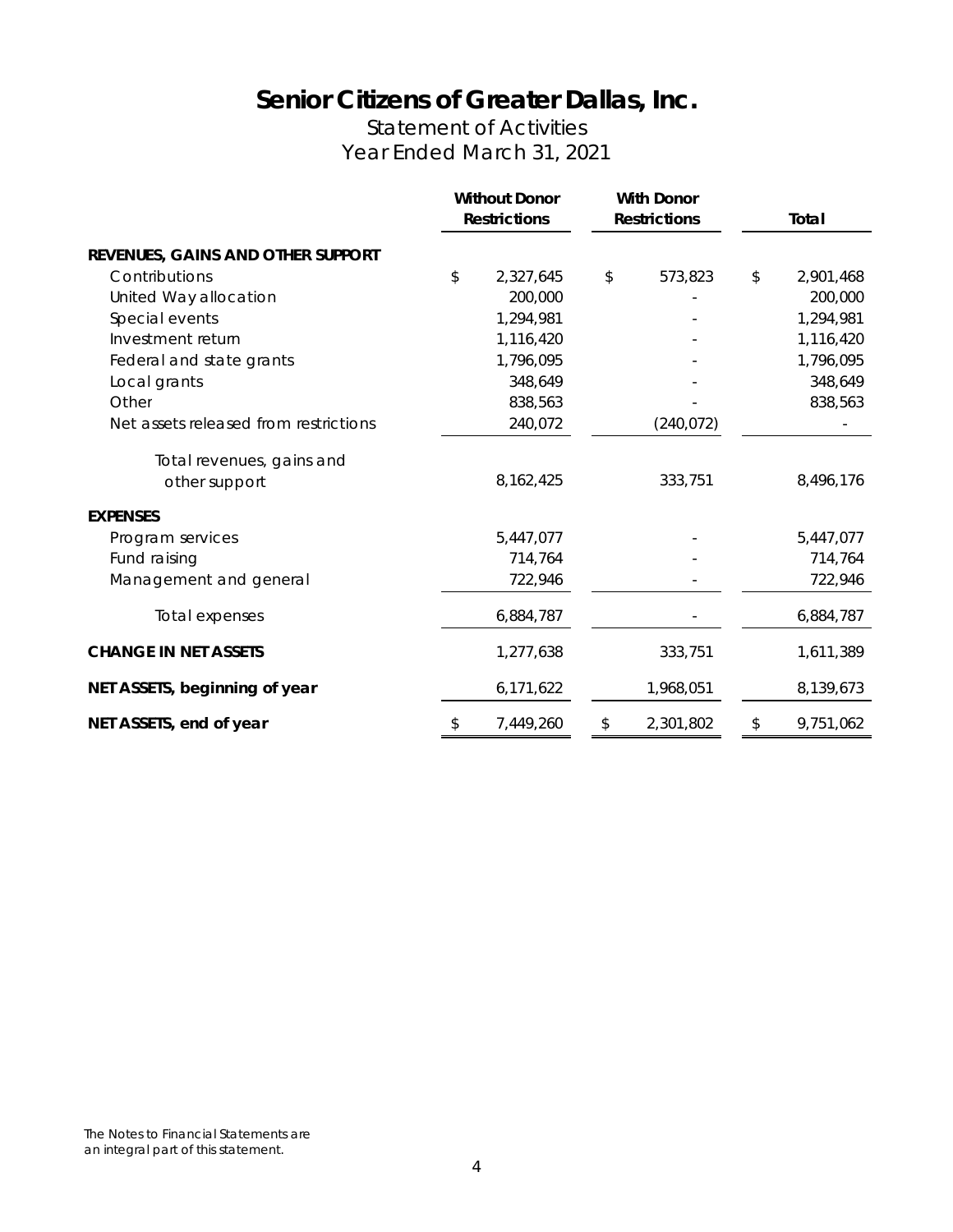# Senior Citizens of Greater Dallas, Inc.

## Statement of Activities

### Year Ended March 31, 2021

| | Without Donor Restrictions | With Donor Restrictions | Total |
|---|---|---|---|
| **REVENUES, GAINS AND OTHER SUPPORT** | | | |
| Contributions | $ 2,327,645 | $ 573,823 | $ 2,901,468 |
| United Way allocation | 200,000 | - | 200,000 |
| Special events | 1,294,981 | - | 1,294,981 |
| Investment return | 1,116,420 | - | 1,116,420 |
| Federal and state grants | 1,796,095 | - | 1,796,095 |
| Local grants | 348,649 | - | 348,649 |
| Other | 838,563 | - | 838,563 |
| Net assets released from restrictions | 240,072 | (240,072) | - |
| Total revenues, gains and other support | 8,162,425 | 333,751 | 8,496,176 |
| **EXPENSES** | | | |
| Program services | 5,447,077 | - | 5,447,077 |
| Fund raising | 714,764 | - | 714,764 |
| Management and general | 722,946 | - | 722,946 |
| Total expenses | 6,884,787 | - | 6,884,787 |
| **CHANGE IN NET ASSETS** | 1,277,638 | 333,751 | 1,611,389 |
| **NET ASSETS, beginning of year** | 6,171,622 | 1,968,051 | 8,139,673 |
| **NET ASSETS, end of year** | $ 7,449,260 | $ 2,301,802 | $ 9,751,062 |

The Notes to Financial Statements are an integral part of this statement.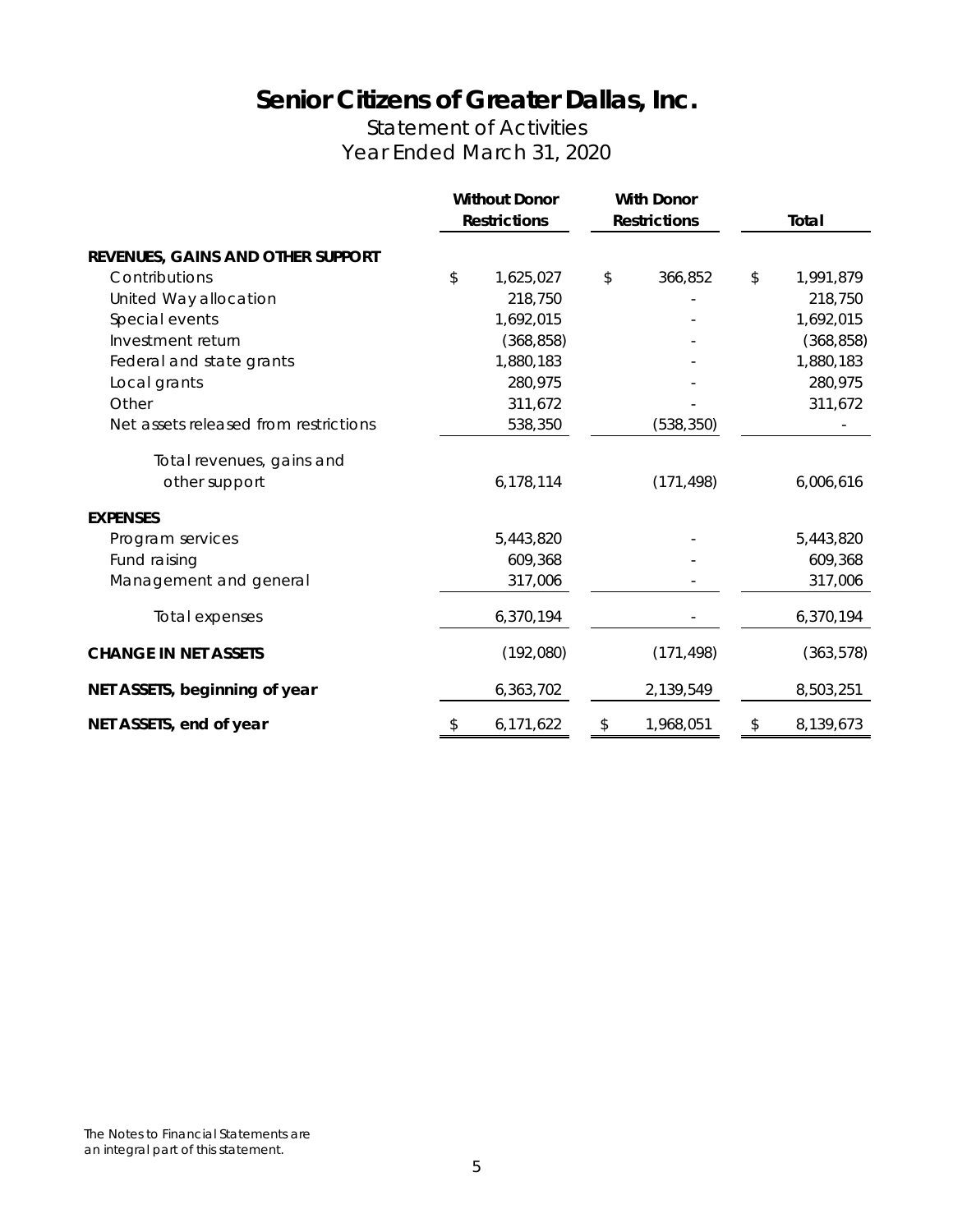# Senior Citizens of Greater Dallas, Inc.

## Statement of Activities

## Year Ended March 31, 2020

| | Without Donor Restrictions | With Donor Restrictions | Total |
|---|---|---|---|
| **REVENUES, GAINS AND OTHER SUPPORT** | | | |
| Contributions | $ 1,625,027 | $ 366,852 | $ 1,991,879 |
| United Way allocation | 218,750 | - | 218,750 |
| Special events | 1,692,015 | - | 1,692,015 |
| Investment return | (368,858) | - | (368,858) |
| Federal and state grants | 1,880,183 | - | 1,880,183 |
| Local grants | 280,975 | - | 280,975 |
| Other | 311,672 | - | 311,672 |
| Net assets released from restrictions | 538,350 | (538,350) | - |
| Total revenues, gains and other support | 6,178,114 | (171,498) | 6,006,616 |
| **EXPENSES** | | | |
| Program services | 5,443,820 | - | 5,443,820 |
| Fund raising | 609,368 | - | 609,368 |
| Management and general | 317,006 | - | 317,006 |
| Total expenses | 6,370,194 | - | 6,370,194 |
| **CHANGE IN NET ASSETS** | (192,080) | (171,498) | (363,578) |
| **NET ASSETS, beginning of year** | 6,363,702 | 2,139,549 | 8,503,251 |
| **NET ASSETS, end of year** | $ 6,171,622 | $ 1,968,051 | $ 8,139,673 |

The Notes to Financial Statements are an integral part of this statement.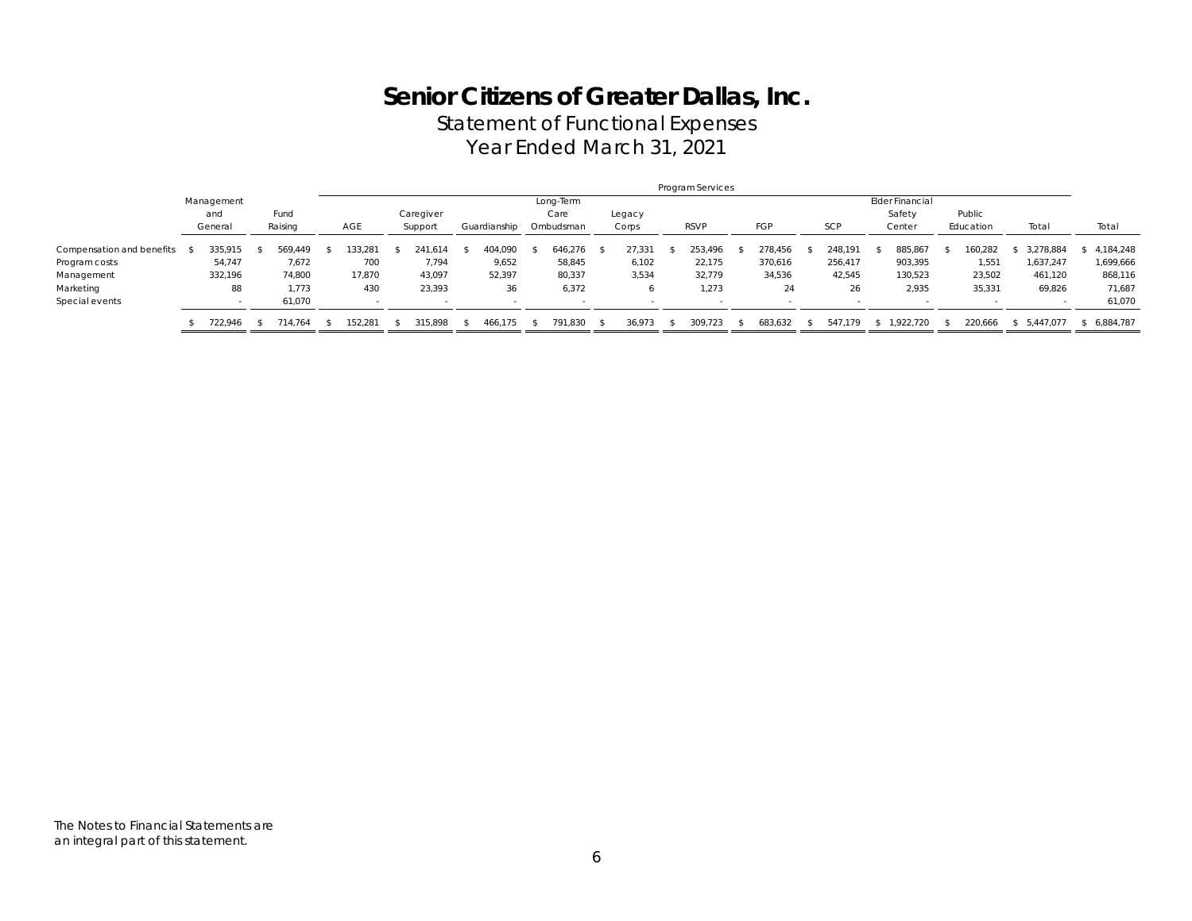# Senior Citizens of Greater Dallas, Inc.

Statement of Functional Expenses

Year Ended March 31, 2021

| | Management and General | Fund Raising | Program Services | | | | | | | | | | | | |
|---|---|---|---|---|---|---|---|---|---|---|---|---|---|---|---|
| | | | AGE | Caregiver Support | Guardianship | Long-Term Care Ombudsman | Legacy Corps | RSVP | FGP | SCP | Elder Financial Safety Center | Public Education | Total | Total |
| Compensation and benefits | $ 335,915 | $ 569,449 | $ 133,281 | $ 241,614 | $ 404,090 | $ 646,276 | $ 27,331 | $ 253,496 | $ 278,456 | $ 248,191 | $ 885,867 | $ 160,282 | $ 3,278,884 | $ 4,184,248 |
| Program costs | 54,747 | 7,672 | 700 | 7,794 | 9,652 | 58,845 | 6,102 | 22,175 | 370,616 | 256,417 | 903,395 | 1,551 | 1,637,247 | 1,699,666 |
| Management | 332,196 | 74,800 | 17,870 | 43,097 | 52,397 | 80,337 | 3,534 | 32,779 | 34,536 | 42,545 | 130,523 | 23,502 | 461,120 | 868,116 |
| Marketing | 88 | 1,773 | 430 | 23,393 | 36 | 6,372 | 6 | 1,273 | 24 | 26 | 2,935 | 35,331 | 69,826 | 71,687 |
| Special events | - | 61,070 | - | - | - | - | - | - | - | - | - | - | - | 61,070 |
| | $ 722,946 | $ 714,764 | $ 152,281 | $ 315,898 | $ 466,175 | $ 791,830 | $ 36,973 | $ 309,723 | $ 683,632 | $ 547,179 | $ 1,922,720 | $ 220,666 | $ 5,447,077 | $ 6,884,787 |

The Notes to Financial Statements are an integral part of this statement.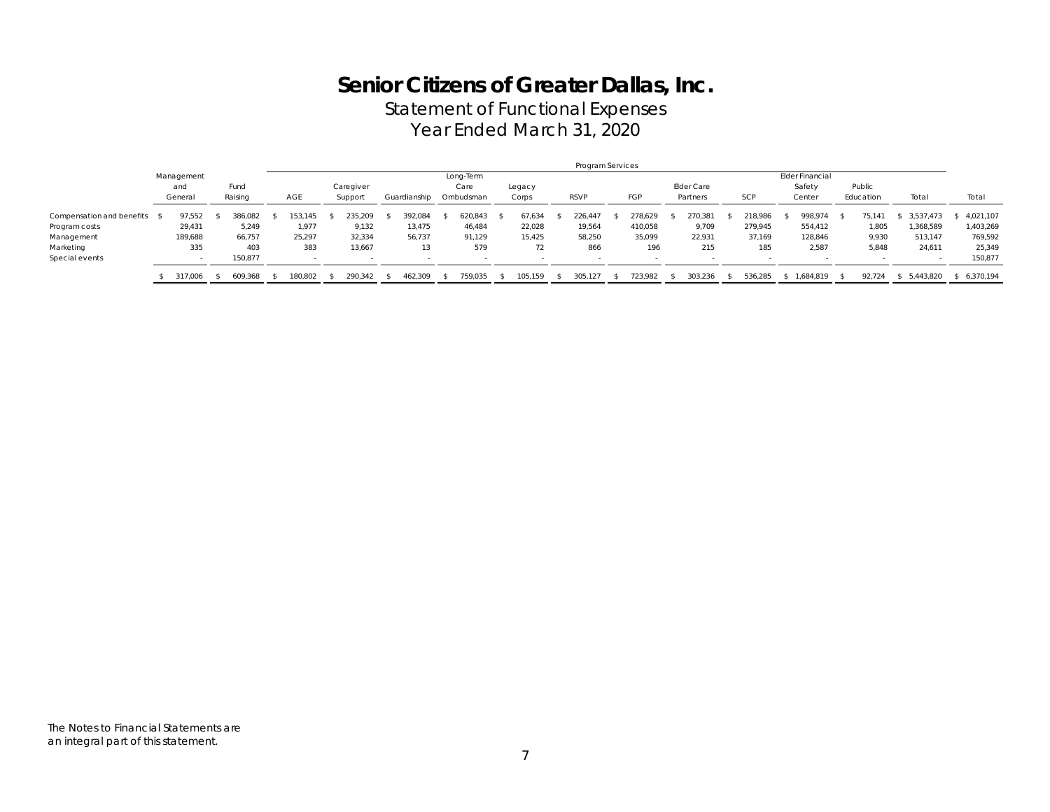# Senior Citizens of Greater Dallas, Inc.

## Statement of Functional Expenses

## Year Ended March 31, 2020

| | Management and General | Fund Raising | Program Services | | | | | | | | | | | | | Total |
|---|---|---|---|---|---|---|---|---|---|---|---|---|---|---|---|---|
| | | | AGE | Caregiver Support | Guardianship | Long-Term Care Ombudsman | Legacy Corps | RSVP | FGP | Elder Care Partners | SCP | Elder Financial Safety Center | Public Education | Total | |
| Compensation and benefits | $ 97,552 | $ 386,082 | $ 153,145 | $ 235,209 | $ 392,084 | $ 620,843 | $ 67,634 | $ 226,447 | $ 278,629 | $ 270,381 | $ 218,986 | $ 998,974 | $ 75,141 | $ 3,537,473 | $ 4,021,107 |
| Program costs | 29,431 | 5,249 | 1,977 | 9,132 | 13,475 | 46,484 | 22,028 | 19,564 | 410,058 | 9,709 | 279,945 | 554,412 | 1,805 | 1,368,589 | 1,403,269 |
| Management | 189,688 | 66,757 | 25,297 | 32,334 | 56,737 | 91,129 | 15,425 | 58,250 | 35,099 | 22,931 | 37,169 | 128,846 | 9,930 | 513,147 | 769,592 |
| Marketing | 335 | 403 | 383 | 13,667 | 13 | 579 | 72 | 866 | 196 | 215 | 185 | 2,587 | 5,848 | 24,611 | 25,349 |
| Special events | - | 150,877 | - | - | - | - | - | - | - | - | - | - | - | - | 150,877 |
| | $ 317,006 | $ 609,368 | $ 180,802 | $ 290,342 | $ 462,309 | $ 759,035 | $ 105,159 | $ 305,127 | $ 723,982 | $ 303,236 | $ 536,285 | $ 1,684,819 | $ 92,724 | $ 5,443,820 | $ 6,370,194 |

The Notes to Financial Statements are an integral part of this statement.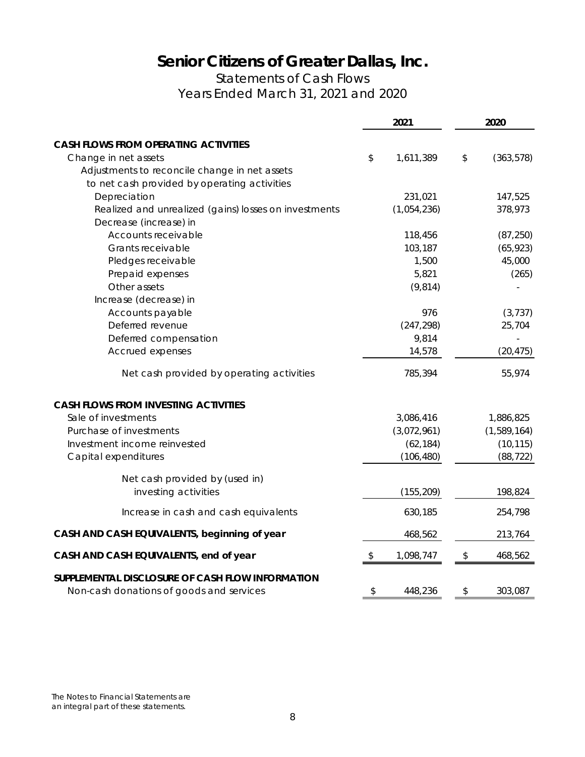# Senior Citizens of Greater Dallas, Inc.

## Statements of Cash Flows

### Years Ended March 31, 2021 and 2020

| | 2021 | 2020 |
|---|---|---|
| **CASH FLOWS FROM OPERATING ACTIVITIES** | | |
| Change in net assets | $ 1,611,389 | $ (363,578) |
| Adjustments to reconcile change in net assets to net cash provided by operating activities | | |
| Depreciation | 231,021 | 147,525 |
| Realized and unrealized (gains) losses on investments | (1,054,236) | 378,973 |
| Decrease (increase) in | | |
| Accounts receivable | 118,456 | (87,250) |
| Grants receivable | 103,187 | (65,923) |
| Pledges receivable | 1,500 | 45,000 |
| Prepaid expenses | 5,821 | (265) |
| Other assets | (9,814) | - |
| Increase (decrease) in | | |
| Accounts payable | 976 | (3,737) |
| Deferred revenue | (247,298) | 25,704 |
| Deferred compensation | 9,814 | - |
| Accrued expenses | 14,578 | (20,475) |
| Net cash provided by operating activities | 785,394 | 55,974 |
| **CASH FLOWS FROM INVESTING ACTIVITIES** | | |
| Sale of investments | 3,086,416 | 1,886,825 |
| Purchase of investments | (3,072,961) | (1,589,164) |
| Investment income reinvested | (62,184) | (10,115) |
| Capital expenditures | (106,480) | (88,722) |
| Net cash provided by (used in) investing activities | (155,209) | 198,824 |
| Increase in cash and cash equivalents | 630,185 | 254,798 |
| **CASH AND CASH EQUIVALENTS, beginning of year** | 468,562 | 213,764 |
| **CASH AND CASH EQUIVALENTS, end of year** | $ 1,098,747 | $ 468,562 |
| **SUPPLEMENTAL DISCLOSURE OF CASH FLOW INFORMATION** | | |
| Non-cash donations of goods and services | $ 448,236 | $ 303,087 |

The Notes to Financial Statements are an integral part of these statements.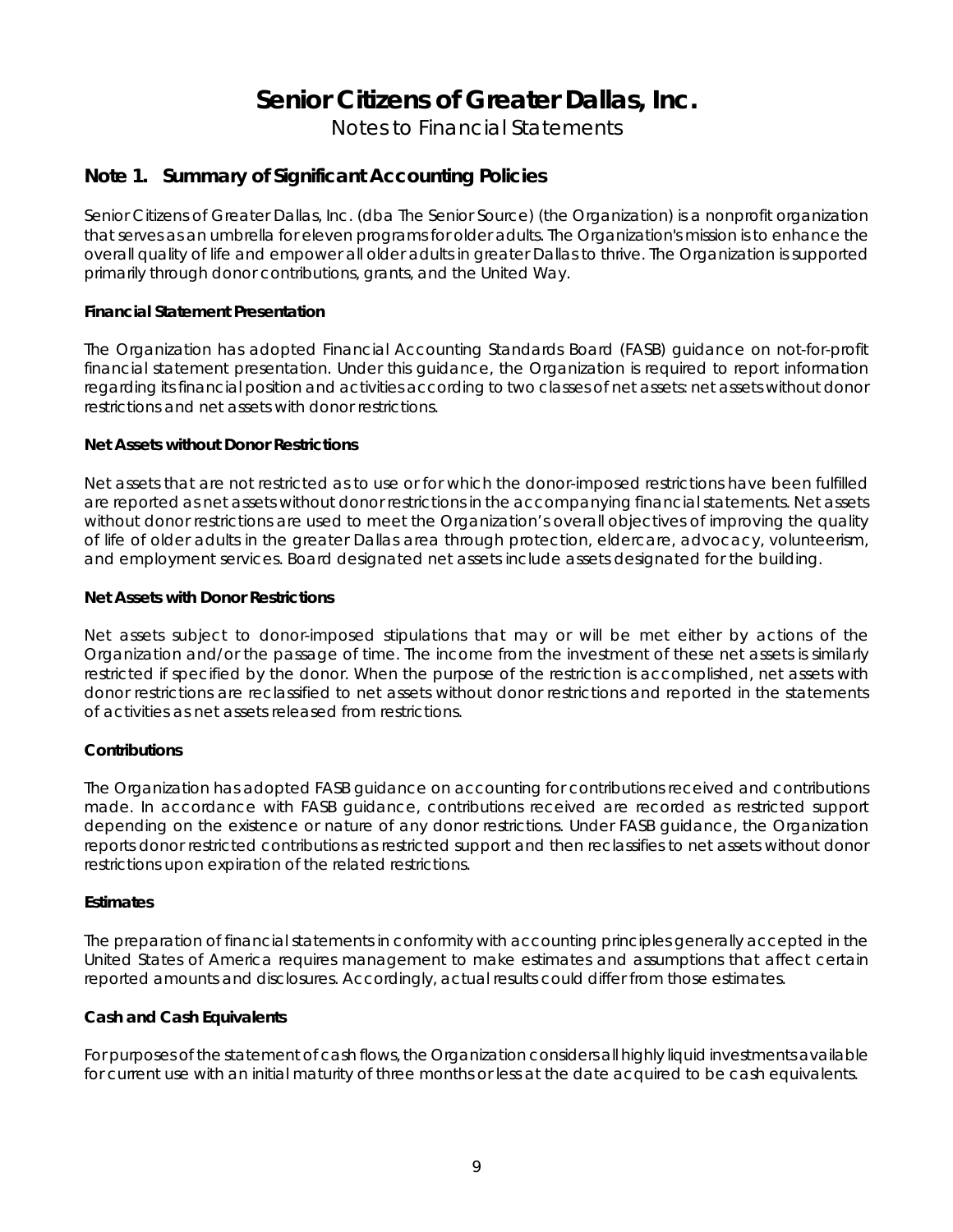# Senior Citizens of Greater Dallas, Inc.

Notes to Financial Statements

## Note 1. Summary of Significant Accounting Policies

Senior Citizens of Greater Dallas, Inc. (dba The Senior Source) (the Organization) is a nonprofit organization that serves as an umbrella for eleven programs for older adults. The Organization's mission is to enhance the overall quality of life and empower all older adults in greater Dallas to thrive. The Organization is supported primarily through donor contributions, grants, and the United Way.

**Financial Statement Presentation**

The Organization has adopted Financial Accounting Standards Board (FASB) guidance on not-for-profit financial statement presentation. Under this guidance, the Organization is required to report information regarding its financial position and activities according to two classes of net assets: net assets without donor restrictions and net assets with donor restrictions.

**Net Assets without Donor Restrictions**

Net assets that are not restricted as to use or for which the donor-imposed restrictions have been fulfilled are reported as net assets without donor restrictions in the accompanying financial statements. Net assets without donor restrictions are used to meet the Organization's overall objectives of improving the quality of life of older adults in the greater Dallas area through protection, eldercare, advocacy, volunteerism, and employment services. Board designated net assets include assets designated for the building.

**Net Assets with Donor Restrictions**

Net assets subject to donor-imposed stipulations that may or will be met either by actions of the Organization and/or the passage of time. The income from the investment of these net assets is similarly restricted if specified by the donor. When the purpose of the restriction is accomplished, net assets with donor restrictions are reclassified to net assets without donor restrictions and reported in the statements of activities as net assets released from restrictions.

**Contributions**

The Organization has adopted FASB guidance on accounting for contributions received and contributions made. In accordance with FASB guidance, contributions received are recorded as restricted support depending on the existence or nature of any donor restrictions. Under FASB guidance, the Organization reports donor restricted contributions as restricted support and then reclassifies to net assets without donor restrictions upon expiration of the related restrictions.

**Estimates**

The preparation of financial statements in conformity with accounting principles generally accepted in the United States of America requires management to make estimates and assumptions that affect certain reported amounts and disclosures. Accordingly, actual results could differ from those estimates.

**Cash and Cash Equivalents**

For purposes of the statement of cash flows, the Organization considers all highly liquid investments available for current use with an initial maturity of three months or less at the date acquired to be cash equivalents.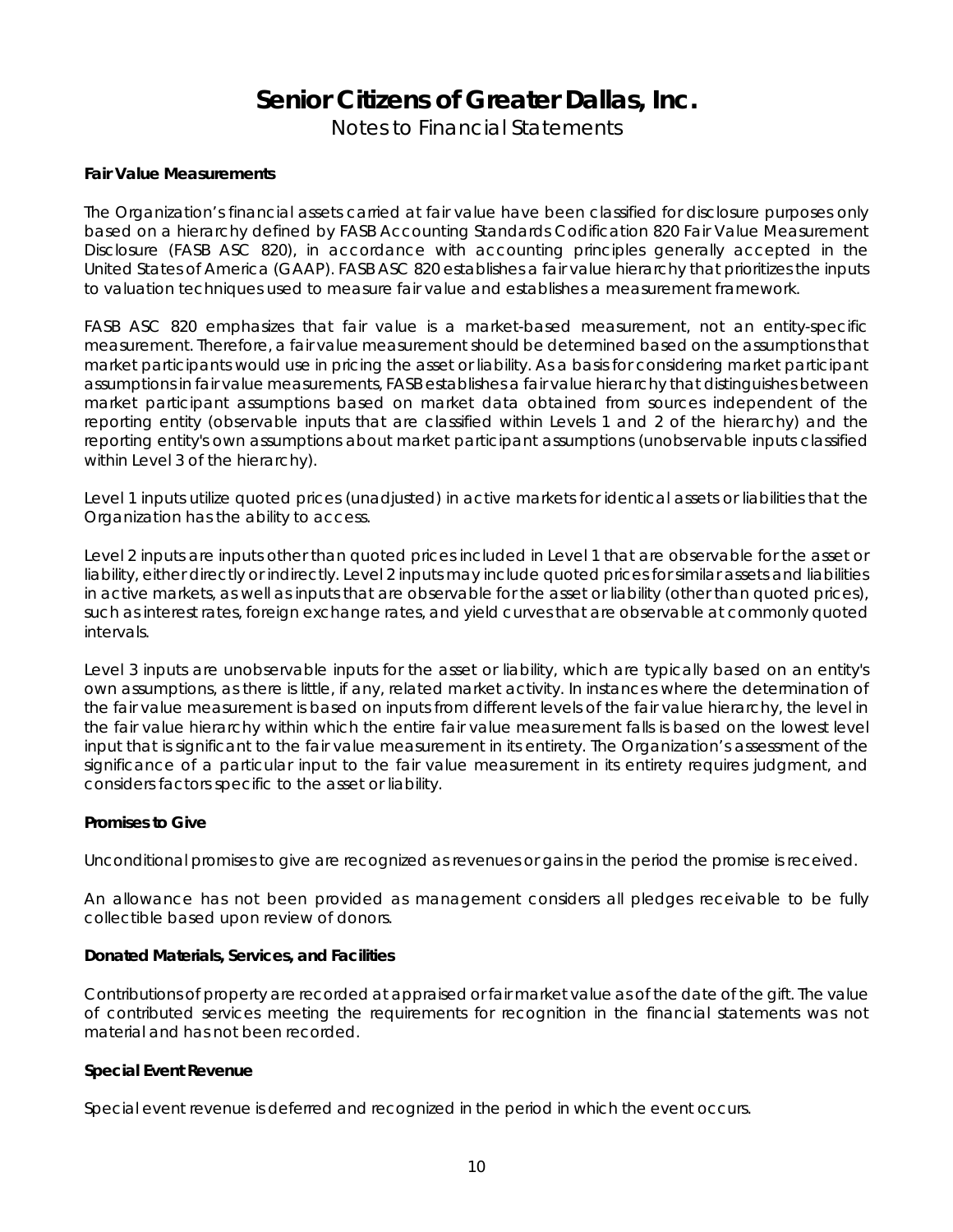# Senior Citizens of Greater Dallas, Inc.

Notes to Financial Statements

**Fair Value Measurements**

The Organization's financial assets carried at fair value have been classified for disclosure purposes only based on a hierarchy defined by FASB Accounting Standards Codification 820 Fair Value Measurement Disclosure (FASB ASC 820), in accordance with accounting principles generally accepted in the United States of America (GAAP). FASB ASC 820 establishes a fair value hierarchy that prioritizes the inputs to valuation techniques used to measure fair value and establishes a measurement framework.

FASB ASC 820 emphasizes that fair value is a market-based measurement, not an entity-specific measurement. Therefore, a fair value measurement should be determined based on the assumptions that market participants would use in pricing the asset or liability. As a basis for considering market participant assumptions in fair value measurements, FASB establishes a fair value hierarchy that distinguishes between market participant assumptions based on market data obtained from sources independent of the reporting entity (observable inputs that are classified within Levels 1 and 2 of the hierarchy) and the reporting entity's own assumptions about market participant assumptions (unobservable inputs classified within Level 3 of the hierarchy).

Level 1 inputs utilize quoted prices (unadjusted) in active markets for identical assets or liabilities that the Organization has the ability to access.

Level 2 inputs are inputs other than quoted prices included in Level 1 that are observable for the asset or liability, either directly or indirectly. Level 2 inputs may include quoted prices for similar assets and liabilities in active markets, as well as inputs that are observable for the asset or liability (other than quoted prices), such as interest rates, foreign exchange rates, and yield curves that are observable at commonly quoted intervals.

Level 3 inputs are unobservable inputs for the asset or liability, which are typically based on an entity's own assumptions, as there is little, if any, related market activity. In instances where the determination of the fair value measurement is based on inputs from different levels of the fair value hierarchy, the level in the fair value hierarchy within which the entire fair value measurement falls is based on the lowest level input that is significant to the fair value measurement in its entirety. The Organization's assessment of the significance of a particular input to the fair value measurement in its entirety requires judgment, and considers factors specific to the asset or liability.

**Promises to Give**

Unconditional promises to give are recognized as revenues or gains in the period the promise is received.

An allowance has not been provided as management considers all pledges receivable to be fully collectible based upon review of donors.

**Donated Materials, Services, and Facilities**

Contributions of property are recorded at appraised or fair market value as of the date of the gift. The value of contributed services meeting the requirements for recognition in the financial statements was not material and has not been recorded.

**Special Event Revenue**

Special event revenue is deferred and recognized in the period in which the event occurs.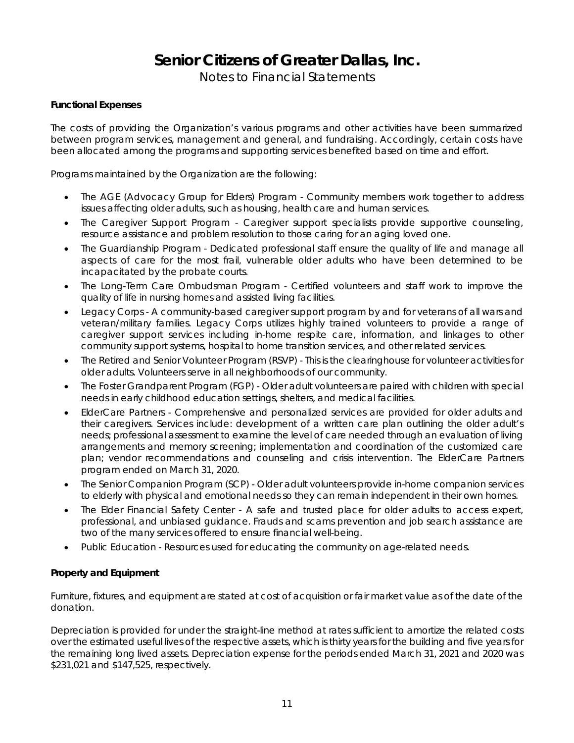# Senior Citizens of Greater Dallas, Inc.

## Notes to Financial Statements

**Functional Expenses**

The costs of providing the Organization's various programs and other activities have been summarized between program services, management and general, and fundraising. Accordingly, certain costs have been allocated among the programs and supporting services benefited based on time and effort.

Programs maintained by the Organization are the following:

- The AGE (Advocacy Group for Elders) Program - Community members work together to address issues affecting older adults, such as housing, health care and human services.
- The Caregiver Support Program - Caregiver support specialists provide supportive counseling, resource assistance and problem resolution to those caring for an aging loved one.
- The Guardianship Program - Dedicated professional staff ensure the quality of life and manage all aspects of care for the most frail, vulnerable older adults who have been determined to be incapacitated by the probate courts.
- The Long-Term Care Ombudsman Program - Certified volunteers and staff work to improve the quality of life in nursing homes and assisted living facilities.
- Legacy Corps - A community-based caregiver support program by and for veterans of all wars and veteran/military families. Legacy Corps utilizes highly trained volunteers to provide a range of caregiver support services including in-home respite care, information, and linkages to other community support systems, hospital to home transition services, and other related services.
- The Retired and Senior Volunteer Program (RSVP) - This is the clearinghouse for volunteer activities for older adults. Volunteers serve in all neighborhoods of our community.
- The Foster Grandparent Program (FGP) - Older adult volunteers are paired with children with special needs in early childhood education settings, shelters, and medical facilities.
- ElderCare Partners - Comprehensive and personalized services are provided for older adults and their caregivers. Services include: development of a written care plan outlining the older adult's needs; professional assessment to examine the level of care needed through an evaluation of living arrangements and memory screening; implementation and coordination of the customized care plan; vendor recommendations and counseling and crisis intervention. The ElderCare Partners program ended on March 31, 2020.
- The Senior Companion Program (SCP) - Older adult volunteers provide in-home companion services to elderly with physical and emotional needs so they can remain independent in their own homes.
- The Elder Financial Safety Center - A safe and trusted place for older adults to access expert, professional, and unbiased guidance. Frauds and scams prevention and job search assistance are two of the many services offered to ensure financial well-being.
- Public Education - Resources used for educating the community on age-related needs.

**Property and Equipment**

Furniture, fixtures, and equipment are stated at cost of acquisition or fair market value as of the date of the donation.

Depreciation is provided for under the straight-line method at rates sufficient to amortize the related costs over the estimated useful lives of the respective assets, which is thirty years for the building and five years for the remaining long lived assets. Depreciation expense for the periods ended March 31, 2021 and 2020 was $231,021 and $147,525, respectively.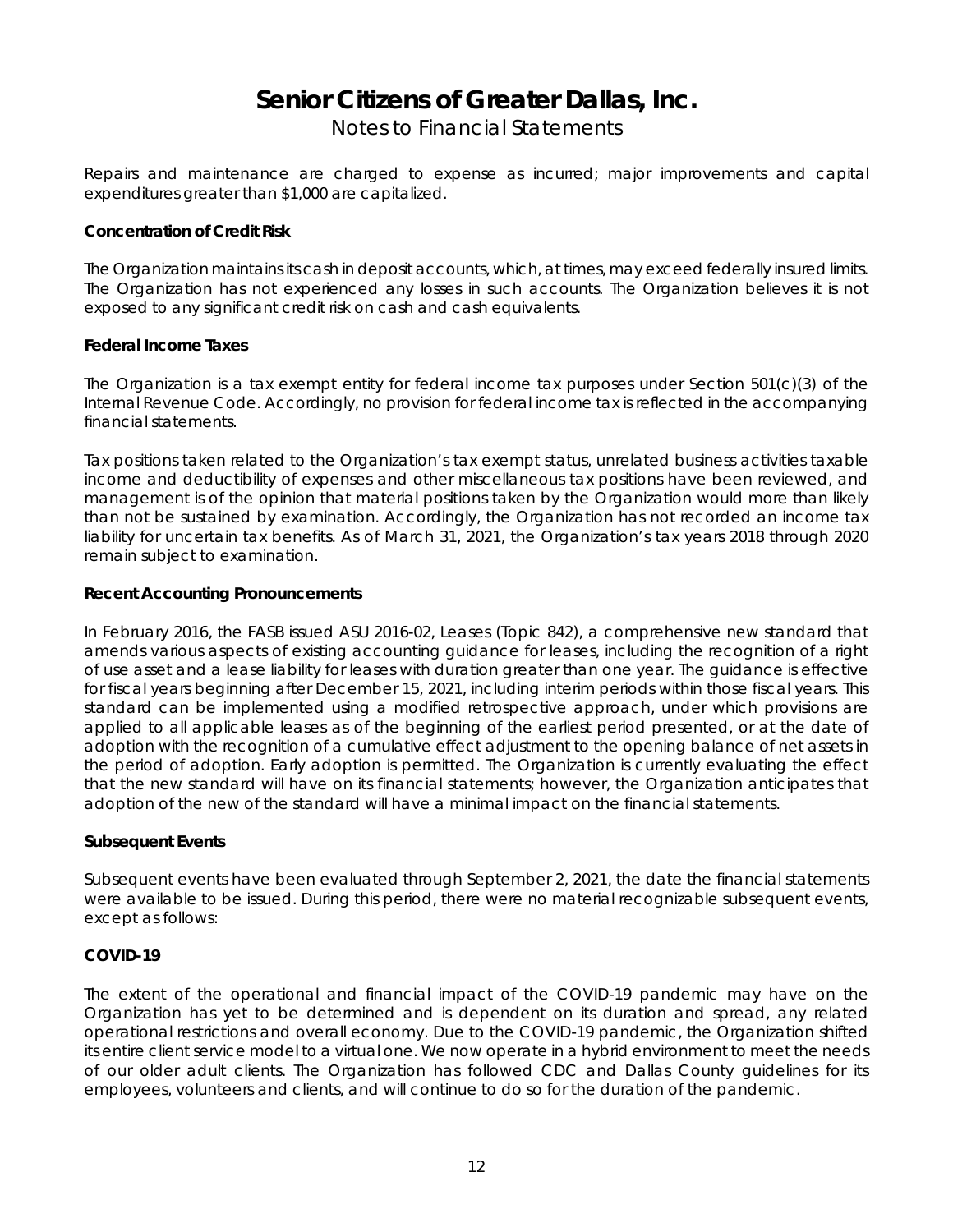# Senior Citizens of Greater Dallas, Inc.

Notes to Financial Statements

Repairs and maintenance are charged to expense as incurred; major improvements and capital expenditures greater than $1,000 are capitalized.

**Concentration of Credit Risk**

The Organization maintains its cash in deposit accounts, which, at times, may exceed federally insured limits. The Organization has not experienced any losses in such accounts. The Organization believes it is not exposed to any significant credit risk on cash and cash equivalents.

**Federal Income Taxes**

The Organization is a tax exempt entity for federal income tax purposes under Section 501(c)(3) of the Internal Revenue Code. Accordingly, no provision for federal income tax is reflected in the accompanying financial statements.

Tax positions taken related to the Organization's tax exempt status, unrelated business activities taxable income and deductibility of expenses and other miscellaneous tax positions have been reviewed, and management is of the opinion that material positions taken by the Organization would more than likely than not be sustained by examination. Accordingly, the Organization has not recorded an income tax liability for uncertain tax benefits. As of March 31, 2021, the Organization's tax years 2018 through 2020 remain subject to examination.

**Recent Accounting Pronouncements**

In February 2016, the FASB issued ASU 2016-02, Leases (Topic 842), a comprehensive new standard that amends various aspects of existing accounting guidance for leases, including the recognition of a right of use asset and a lease liability for leases with duration greater than one year. The guidance is effective for fiscal years beginning after December 15, 2021, including interim periods within those fiscal years. This standard can be implemented using a modified retrospective approach, under which provisions are applied to all applicable leases as of the beginning of the earliest period presented, or at the date of adoption with the recognition of a cumulative effect adjustment to the opening balance of net assets in the period of adoption. Early adoption is permitted. The Organization is currently evaluating the effect that the new standard will have on its financial statements; however, the Organization anticipates that adoption of the new of the standard will have a minimal impact on the financial statements.

**Subsequent Events**

Subsequent events have been evaluated through September 2, 2021, the date the financial statements were available to be issued. During this period, there were no material recognizable subsequent events, except as follows:

**COVID-19**

The extent of the operational and financial impact of the COVID-19 pandemic may have on the Organization has yet to be determined and is dependent on its duration and spread, any related operational restrictions and overall economy. Due to the COVID-19 pandemic, the Organization shifted its entire client service model to a virtual one. We now operate in a hybrid environment to meet the needs of our older adult clients. The Organization has followed CDC and Dallas County guidelines for its employees, volunteers and clients, and will continue to do so for the duration of the pandemic.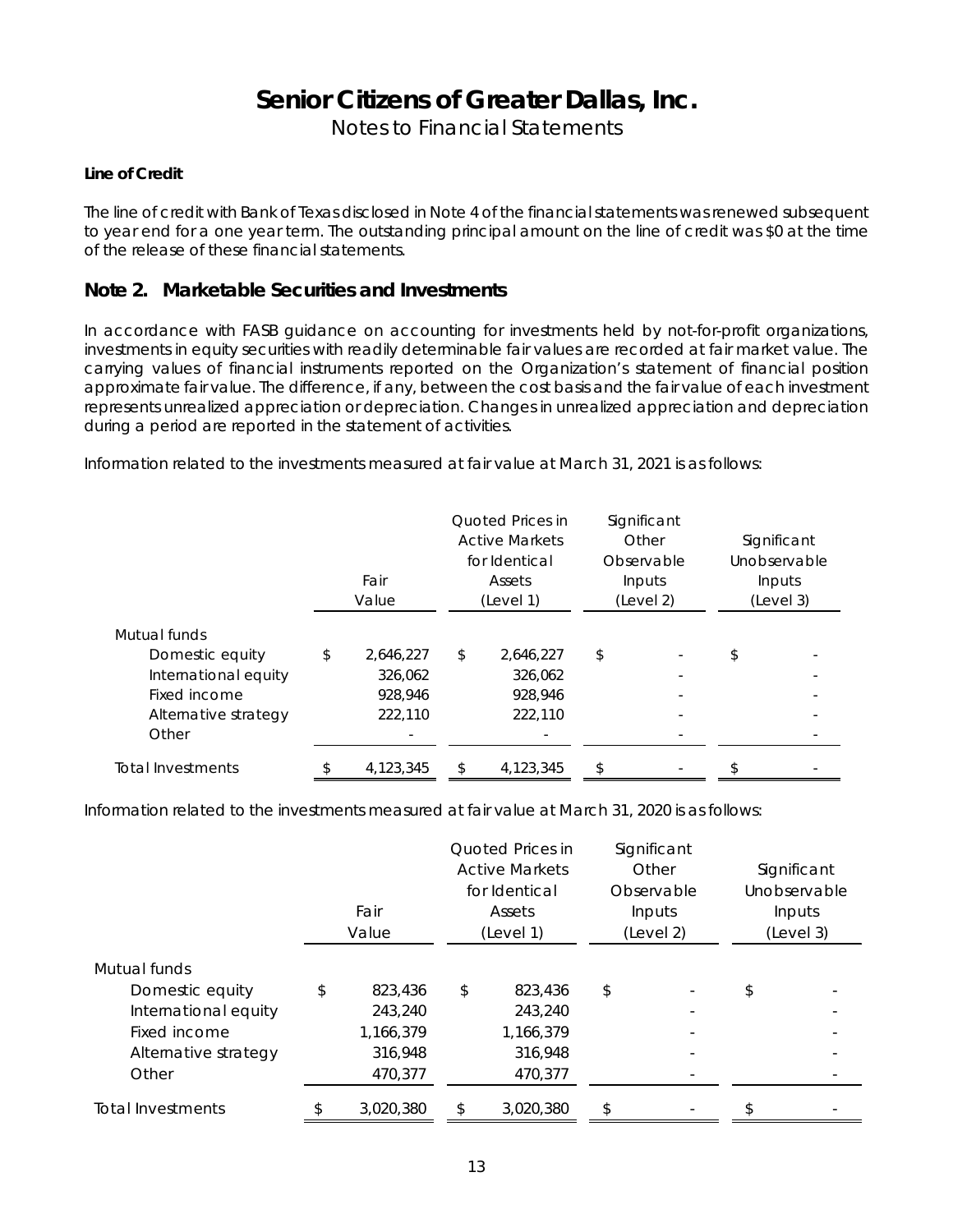**Line of Credit**

The line of credit with Bank of Texas disclosed in Note 4 of the financial statements was renewed subsequent to year end for a one year term. The outstanding principal amount on the line of credit was $0 at the time of the release of these financial statements.

## Note 2. Marketable Securities and Investments

In accordance with FASB guidance on accounting for investments held by not-for-profit organizations, investments in equity securities with readily determinable fair values are recorded at fair market value. The carrying values of financial instruments reported on the Organization's statement of financial position approximate fair value. The difference, if any, between the cost basis and the fair value of each investment represents unrealized appreciation or depreciation. Changes in unrealized appreciation and depreciation during a period are reported in the statement of activities.

Information related to the investments measured at fair value at March 31, 2021 is as follows:

| | Fair Value | Quoted Prices in Active Markets for Identical Assets (Level 1) | Significant Other Observable Inputs (Level 2) | Significant Unobservable Inputs (Level 3) |
|---|---|---|---|---|
| Mutual funds | | | | |
| Domestic equity | $ 2,646,227 | $ 2,646,227 | $ - | $ - |
| International equity | 326,062 | 326,062 | - | - |
| Fixed income | 928,946 | 928,946 | - | - |
| Alternative strategy | 222,110 | 222,110 | - | - |
| Other | - | - | - | - |
| Total Investments | $ 4,123,345 | $ 4,123,345 | $ - | $ - |

Information related to the investments measured at fair value at March 31, 2020 is as follows:

| | Fair Value | Quoted Prices in Active Markets for Identical Assets (Level 1) | Significant Other Observable Inputs (Level 2) | Significant Unobservable Inputs (Level 3) |
|---|---|---|---|---|
| Mutual funds | | | | |
| Domestic equity | $ 823,436 | $ 823,436 | $ - | $ - |
| International equity | 243,240 | 243,240 | - | - |
| Fixed income | 1,166,379 | 1,166,379 | - | - |
| Alternative strategy | 316,948 | 316,948 | - | - |
| Other | 470,377 | 470,377 | - | - |
| Total Investments | $ 3,020,380 | $ 3,020,380 | $ - | $ - |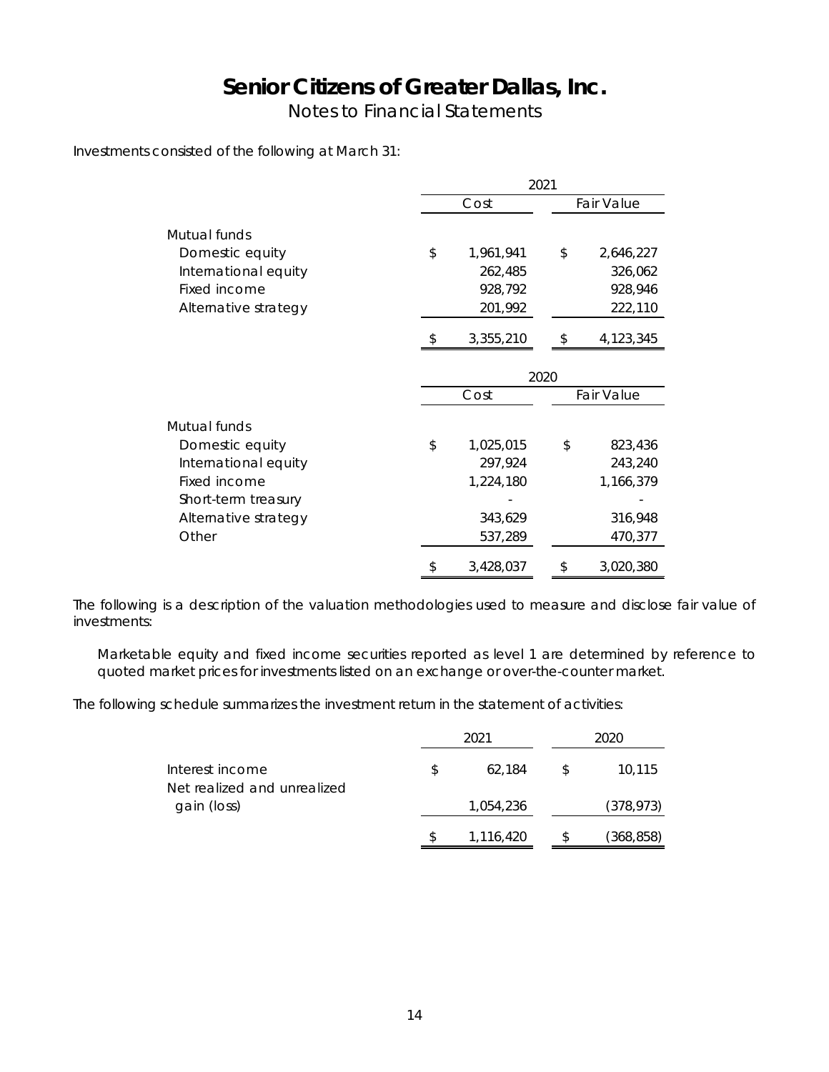# Senior Citizens of Greater Dallas, Inc.

Notes to Financial Statements

Investments consisted of the following at March 31:

| | 2021 | |
|---|---|---|
| | Cost | Fair Value |
| Mutual funds | | |
| Domestic equity | $ 1,961,941 | $ 2,646,227 |
| International equity | 262,485 | 326,062 |
| Fixed income | 928,792 | 928,946 |
| Alternative strategy | 201,992 | 222,110 |
| | $ 3,355,210 | $ 4,123,345 |

| | 2020 | |
|---|---|---|
| | Cost | Fair Value |
| Mutual funds | | |
| Domestic equity | $ 1,025,015 | $ 823,436 |
| International equity | 297,924 | 243,240 |
| Fixed income | 1,224,180 | 1,166,379 |
| Short-term treasury | - | - |
| Alternative strategy | 343,629 | 316,948 |
| Other | 537,289 | 470,377 |
| | $ 3,428,037 | $ 3,020,380 |

The following is a description of the valuation methodologies used to measure and disclose fair value of investments:

Marketable equity and fixed income securities reported as level 1 are determined by reference to quoted market prices for investments listed on an exchange or over-the-counter market.

The following schedule summarizes the investment return in the statement of activities:

| | 2021 | 2020 |
|---|---|---|
| Interest income | $ 62,184 | $ 10,115 |
| Net realized and unrealized gain (loss) | 1,054,236 | (378,973) |
| | $ 1,116,420 | $ (368,858) |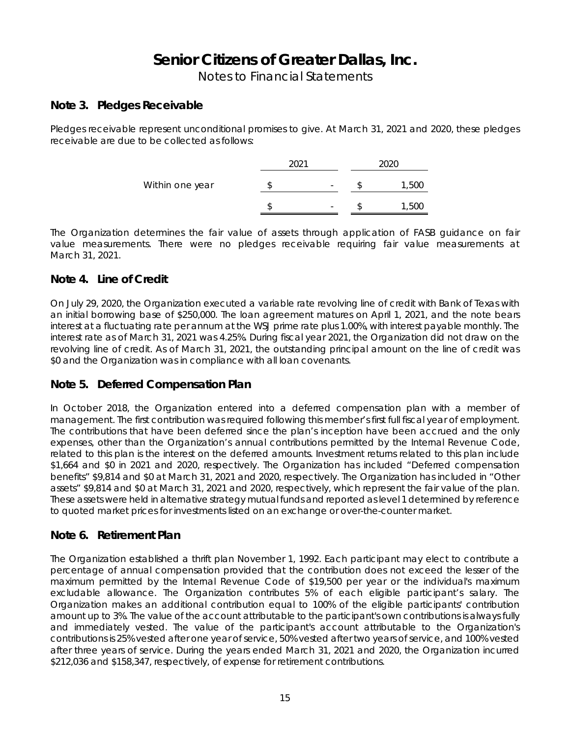# Senior Citizens of Greater Dallas, Inc.

Notes to Financial Statements

## Note 3. Pledges Receivable

Pledges receivable represent unconditional promises to give. At March 31, 2021 and 2020, these pledges receivable are due to be collected as follows:

| | 2021 | 2020 |
|---|---|---|
| Within one year | $ - | $ 1,500 |
| | $ - | $ 1,500 |

The Organization determines the fair value of assets through application of FASB guidance on fair value measurements. There were no pledges receivable requiring fair value measurements at March 31, 2021.

## Note 4. Line of Credit

On July 29, 2020, the Organization executed a variable rate revolving line of credit with Bank of Texas with an initial borrowing base of $250,000. The loan agreement matures on April 1, 2021, and the note bears interest at a fluctuating rate per annum at the WSJ prime rate plus 1.00%, with interest payable monthly. The interest rate as of March 31, 2021 was 4.25%. During fiscal year 2021, the Organization did not draw on the revolving line of credit. As of March 31, 2021, the outstanding principal amount on the line of credit was $0 and the Organization was in compliance with all loan covenants.

## Note 5. Deferred Compensation Plan

In October 2018, the Organization entered into a deferred compensation plan with a member of management. The first contribution was required following this member's first full fiscal year of employment. The contributions that have been deferred since the plan's inception have been accrued and the only expenses, other than the Organization's annual contributions permitted by the Internal Revenue Code, related to this plan is the interest on the deferred amounts. Investment returns related to this plan include $1,664 and $0 in 2021 and 2020, respectively. The Organization has included "Deferred compensation benefits" $9,814 and $0 at March 31, 2021 and 2020, respectively. The Organization has included in "Other assets" $9,814 and $0 at March 31, 2021 and 2020, respectively, which represent the fair value of the plan. These assets were held in alternative strategy mutual funds and reported as level 1 determined by reference to quoted market prices for investments listed on an exchange or over-the-counter market.

## Note 6. Retirement Plan

The Organization established a thrift plan November 1, 1992. Each participant may elect to contribute a percentage of annual compensation provided that the contribution does not exceed the lesser of the maximum permitted by the Internal Revenue Code of $19,500 per year or the individual's maximum excludable allowance. The Organization contributes 5% of each eligible participant's salary. The Organization makes an additional contribution equal to 100% of the eligible participants' contribution amount up to 3%. The value of the account attributable to the participant's own contributions is always fully and immediately vested. The value of the participant's account attributable to the Organization's contributions is 25% vested after one year of service, 50% vested after two years of service, and 100% vested after three years of service. During the years ended March 31, 2021 and 2020, the Organization incurred $212,036 and $158,347, respectively, of expense for retirement contributions.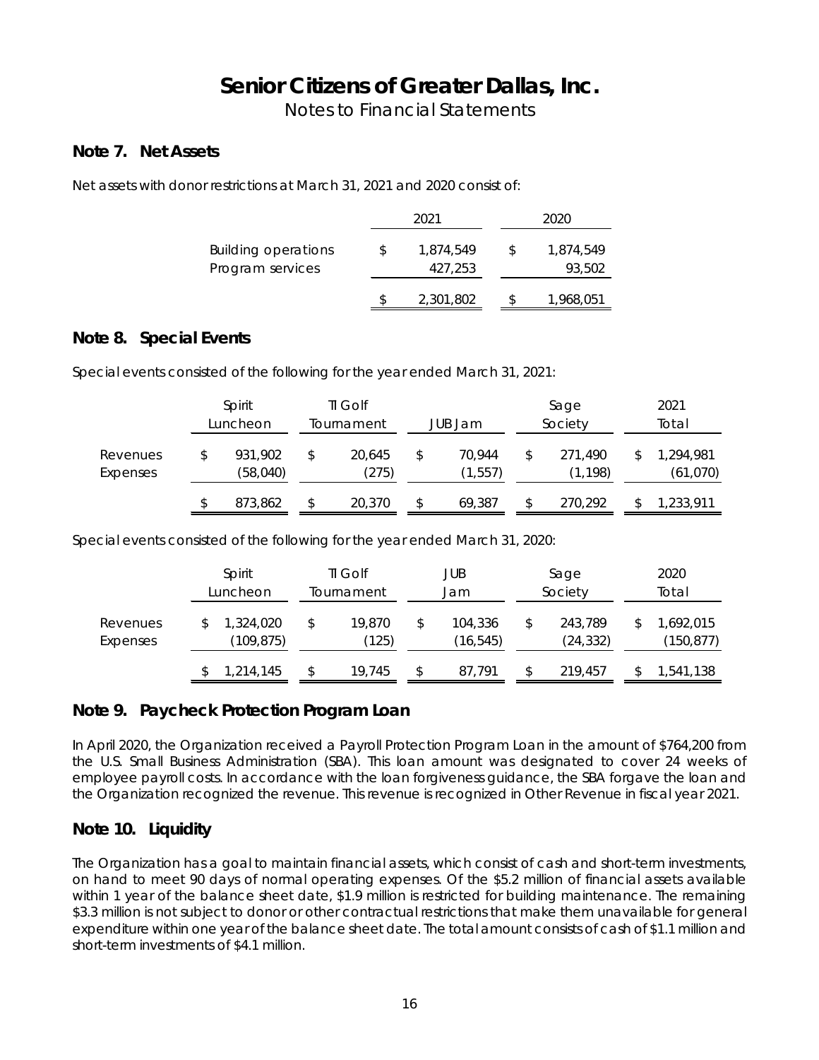# Senior Citizens of Greater Dallas, Inc.

Notes to Financial Statements

## Note 7. Net Assets

Net assets with donor restrictions at March 31, 2021 and 2020 consist of:

| | 2021 | 2020 |
|---|---|---|
| Building operations | $ 1,874,549 | $ 1,874,549 |
| Program services | 427,253 | 93,502 |
| | $ 2,301,802 | $ 1,968,051 |

## Note 8. Special Events

Special events consisted of the following for the year ended March 31, 2021:

| | Spirit Luncheon | TI Golf Tournament | JUB Jam | Sage Society | 2021 Total |
|---|---|---|---|---|---|
| Revenues | $ 931,902 | $ 20,645 | $ 70,944 | $ 271,490 | $ 1,294,981 |
| Expenses | (58,040) | (275) | (1,557) | (1,198) | (61,070) |
| | $ 873,862 | $ 20,370 | $ 69,387 | $ 270,292 | $ 1,233,911 |

Special events consisted of the following for the year ended March 31, 2020:

| | Spirit Luncheon | TI Golf Tournament | JUB Jam | Sage Society | 2020 Total |
|---|---|---|---|---|---|
| Revenues | $ 1,324,020 | $ 19,870 | $ 104,336 | $ 243,789 | $ 1,692,015 |
| Expenses | (109,875) | (125) | (16,545) | (24,332) | (150,877) |
| | $ 1,214,145 | $ 19,745 | $ 87,791 | $ 219,457 | $ 1,541,138 |

## Note 9. Paycheck Protection Program Loan

In April 2020, the Organization received a Payroll Protection Program Loan in the amount of $764,200 from the U.S. Small Business Administration (SBA). This loan amount was designated to cover 24 weeks of employee payroll costs. In accordance with the loan forgiveness guidance, the SBA forgave the loan and the Organization recognized the revenue. This revenue is recognized in Other Revenue in fiscal year 2021.

## Note 10. Liquidity

The Organization has a goal to maintain financial assets, which consist of cash and short-term investments, on hand to meet 90 days of normal operating expenses. Of the $5.2 million of financial assets available within 1 year of the balance sheet date, $1.9 million is restricted for building maintenance. The remaining $3.3 million is not subject to donor or other contractual restrictions that make them unavailable for general expenditure within one year of the balance sheet date. The total amount consists of cash of $1.1 million and short-term investments of $4.1 million.